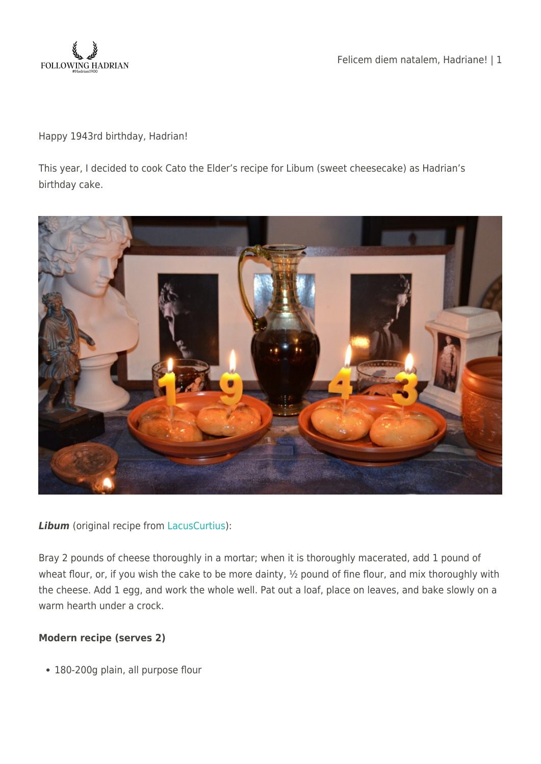Happy 1943rd birthday, Hadrian!

This year, I decided to cook Cato the Elder's recipe for Libum (sweet cheesecake) as Hadrian's birthday cake.

***Libum*** (original recipe from LacusCurtius):

Bray 2 pounds of cheese thoroughly in a mortar; when it is thoroughly macerated, add 1 pound of wheat flour, or, if you wish the cake to be more dainty, ½ pound of fine flour, and mix thoroughly with the cheese. Add 1 egg, and work the whole well. Pat out a loaf, place on leaves, and bake slowly on a warm hearth under a crock.

**Modern recipe (serves 2)**

- 180-200g plain, all purpose flour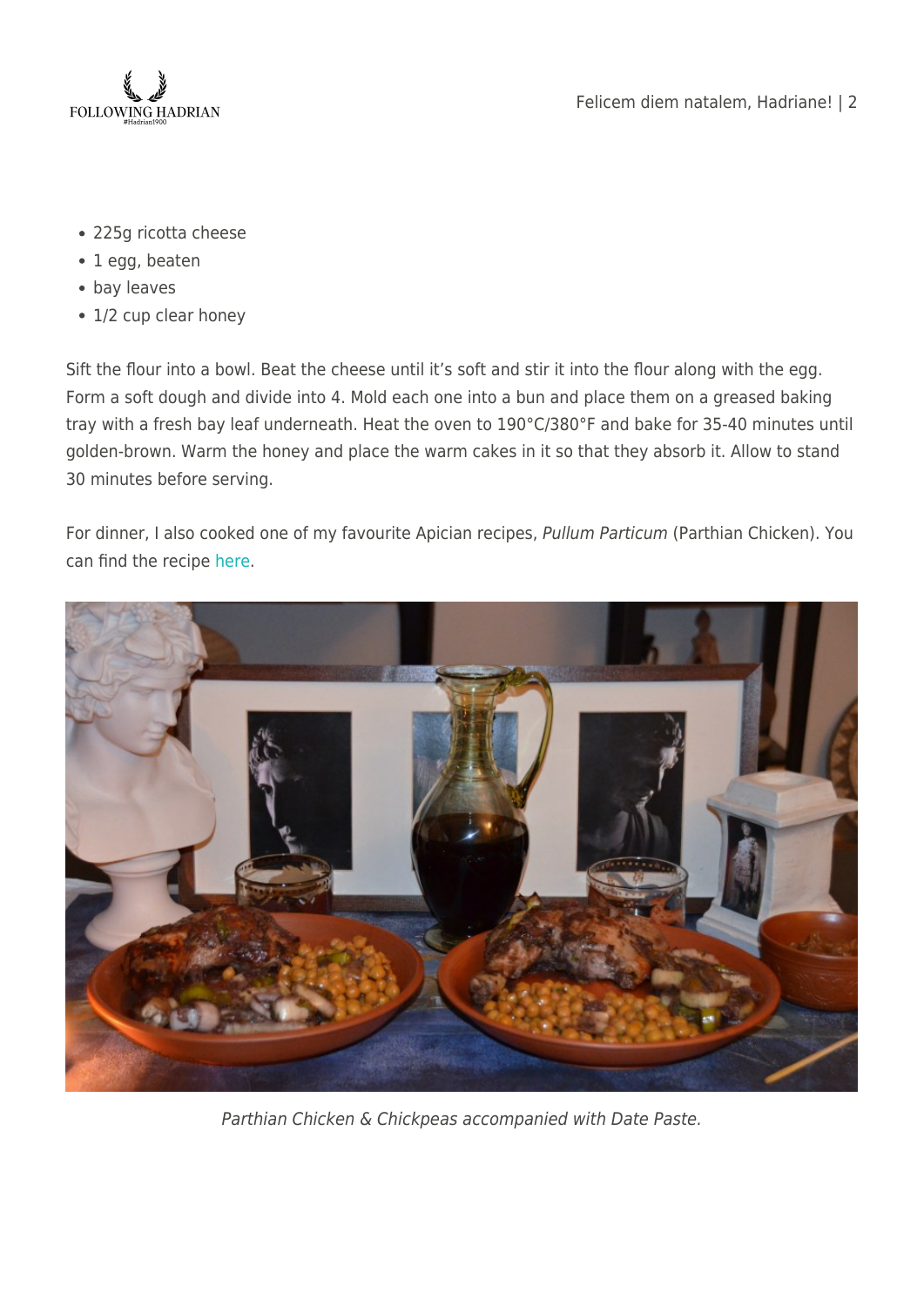- 225g ricotta cheese
- 1 egg, beaten
- bay leaves
- 1/2 cup clear honey

Sift the flour into a bowl. Beat the cheese until it's soft and stir it into the flour along with the egg. Form a soft dough and divide into 4. Mold each one into a bun and place them on a greased baking tray with a fresh bay leaf underneath. Heat the oven to 190°C/380°F and bake for 35-40 minutes until golden-brown. Warm the honey and place the warm cakes in it so that they absorb it. Allow to stand 30 minutes before serving.

For dinner, I also cooked one of my favourite Apician recipes, *Pullum Particum* (Parthian Chicken). You can find the recipe here.

*Parthian Chicken & Chickpeas accompanied with Date Paste.*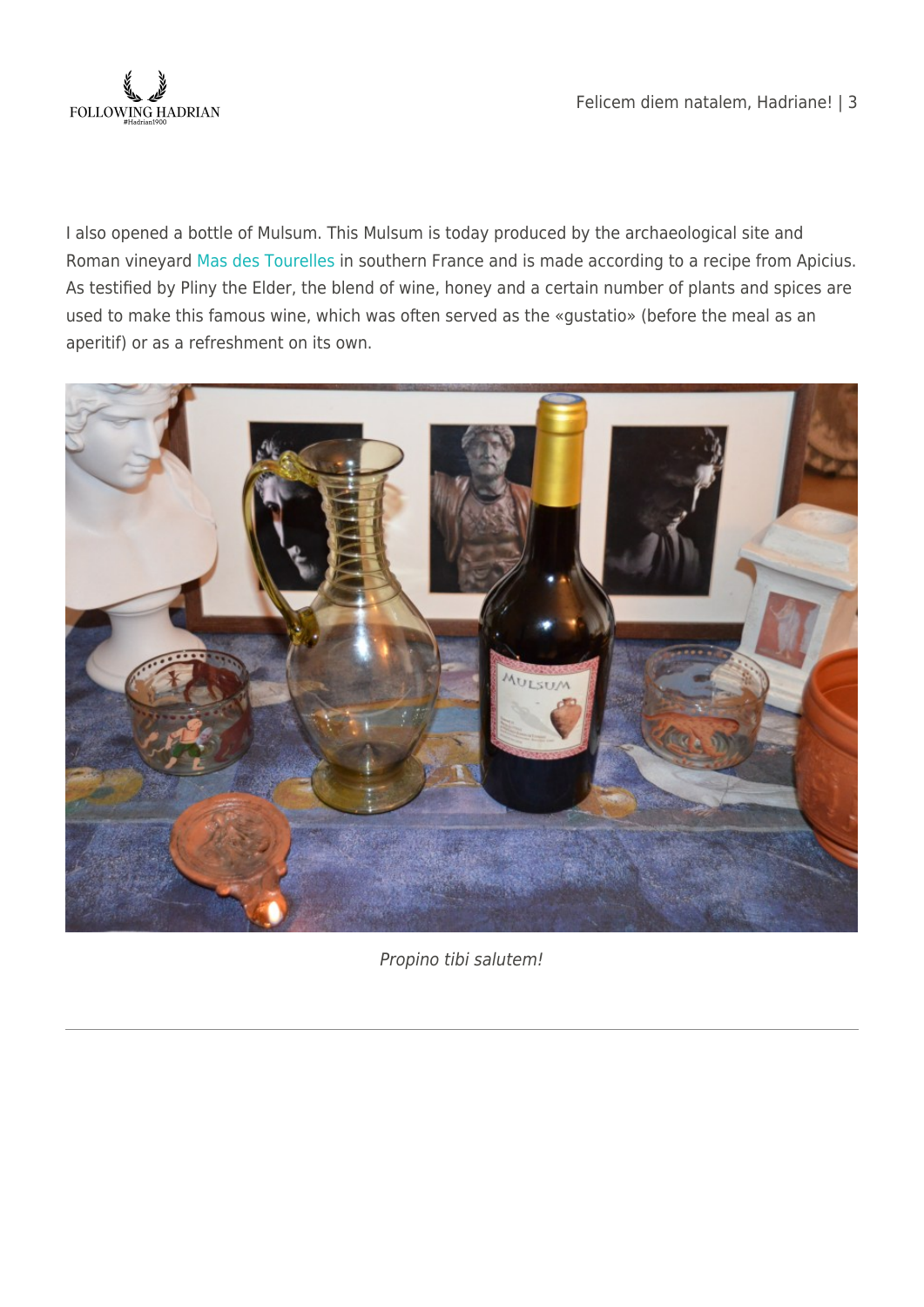I also opened a bottle of Mulsum. This Mulsum is today produced by the archaeological site and Roman vineyard Mas des Tourelles in southern France and is made according to a recipe from Apicius. As testified by Pliny the Elder, the blend of wine, honey and a certain number of plants and spices are used to make this famous wine, which was often served as the «gustatio» (before the meal as an aperitif) or as a refreshment on its own.

*Propino tibi salutem!*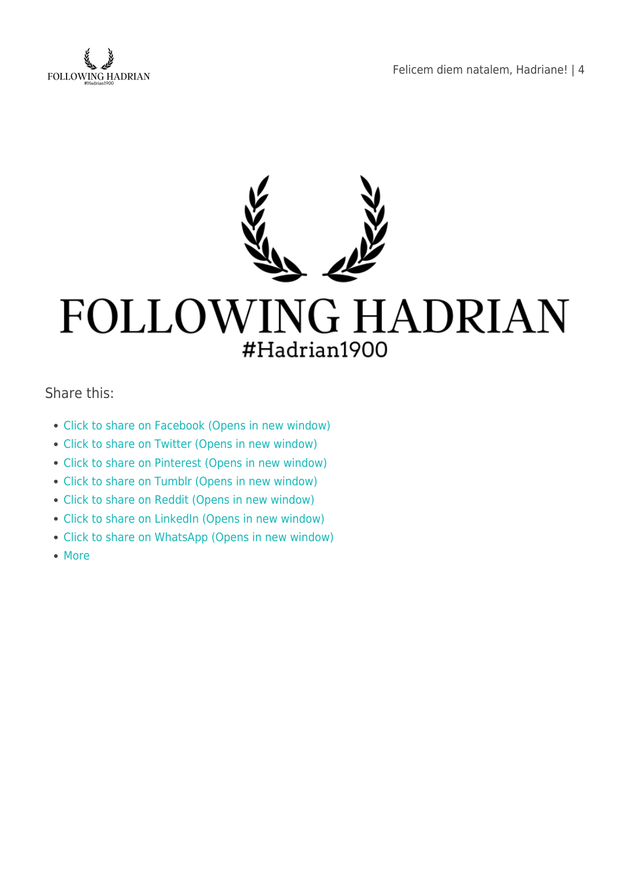FOLLOWING HADRIAN

#Hadrian1900

Share this:

- Click to share on Facebook (Opens in new window)
- Click to share on Twitter (Opens in new window)
- Click to share on Pinterest (Opens in new window)
- Click to share on Tumblr (Opens in new window)
- Click to share on Reddit (Opens in new window)
- Click to share on LinkedIn (Opens in new window)
- Click to share on WhatsApp (Opens in new window)
- More